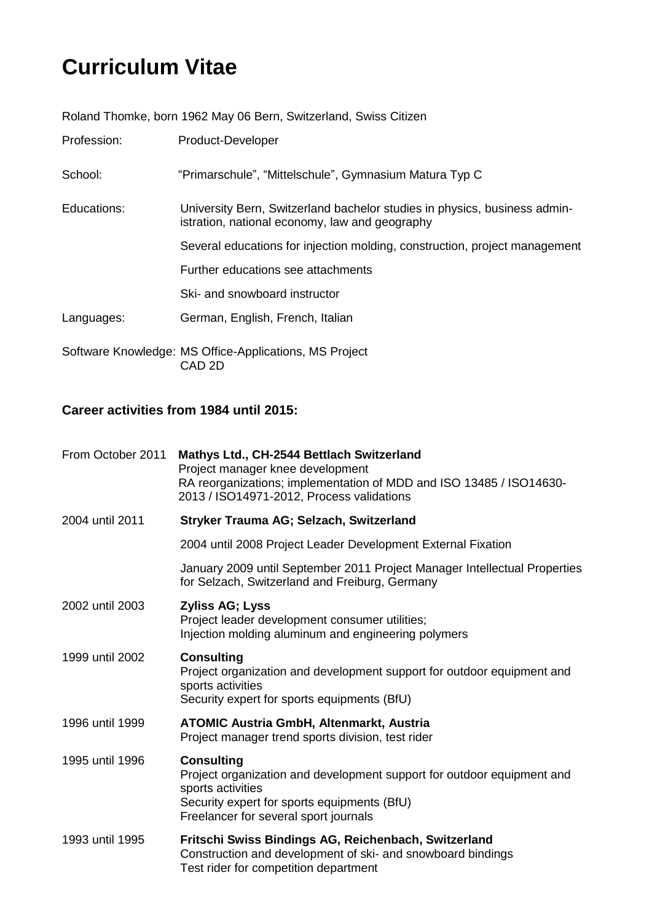# Curriculum Vitae

Roland Thomke, born 1962 May 06 Bern, Switzerland, Swiss Citizen

| | |
|---|---|
| Profession: | Product-Developer |
| School: | “Primarschule”, “Mittelschule”, Gymnasium Matura Typ C |
| Educations: | University Bern, Switzerland bachelor studies in physics, business administration, national economy, law and geography |
| | Several educations for injection molding, construction, project management |
| | Further educations see attachments |
| | Ski- and snowboard instructor |
| Languages: | German, English, French, Italian |
| Software Knowledge: | MS Office-Applications, MS Project<br>CAD 2D |

### Career activities from 1984 until 2015:

| | |
|---|---|
| From October 2011 | **Mathys Ltd., CH-2544 Bettlach Switzerland**<br>Project manager knee development<br>RA reorganizations; implementation of MDD and ISO 13485 / ISO14630-2013 / ISO14971-2012, Process validations |
| 2004 until 2011 | **Stryker Trauma AG; Selzach, Switzerland**<br>2004 until 2008 Project Leader Development External Fixation<br>January 2009 until September 2011 Project Manager Intellectual Properties for Selzach, Switzerland and Freiburg, Germany |
| 2002 until 2003 | **Zyliss AG; Lyss**<br>Project leader development consumer utilities;<br>Injection molding aluminum and engineering polymers |
| 1999 until 2002 | **Consulting**<br>Project organization and development support for outdoor equipment and sports activities<br>Security expert for sports equipments (BfU) |
| 1996 until 1999 | **ATOMIC Austria GmbH, Altenmarkt, Austria**<br>Project manager trend sports division, test rider |
| 1995 until 1996 | **Consulting**<br>Project organization and development support for outdoor equipment and sports activities<br>Security expert for sports equipments (BfU)<br>Freelancer for several sport journals |
| 1993 until 1995 | **Fritschi Swiss Bindings AG, Reichenbach, Switzerland**<br>Construction and development of ski- and snowboard bindings<br>Test rider for competition department |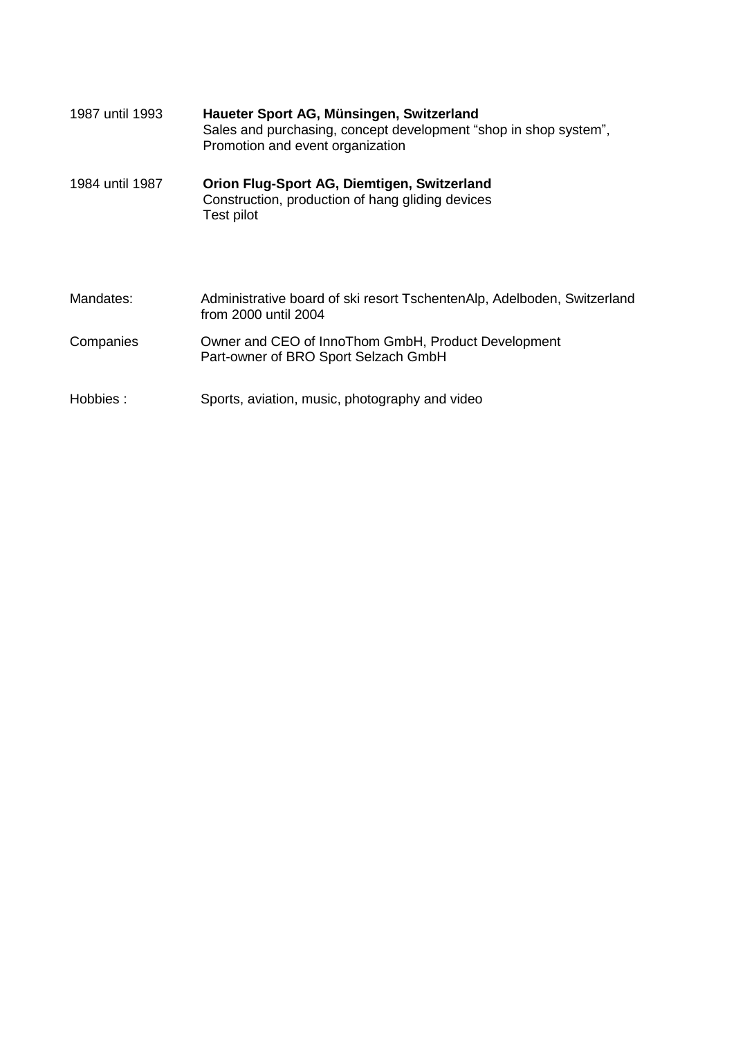1987 until 1993 **Haueter Sport AG, Münsingen, Switzerland**
Sales and purchasing, concept development "shop in shop system",
Promotion and event organization

1984 until 1987 **Orion Flug-Sport AG, Diemtigen, Switzerland**
Construction, production of hang gliding devices
Test pilot

Mandates: Administrative board of ski resort TschentenAlp, Adelboden, Switzerland from 2000 until 2004

Companies Owner and CEO of InnoThom GmbH, Product Development
Part-owner of BRO Sport Selzach GmbH

Hobbies : Sports, aviation, music, photography and video